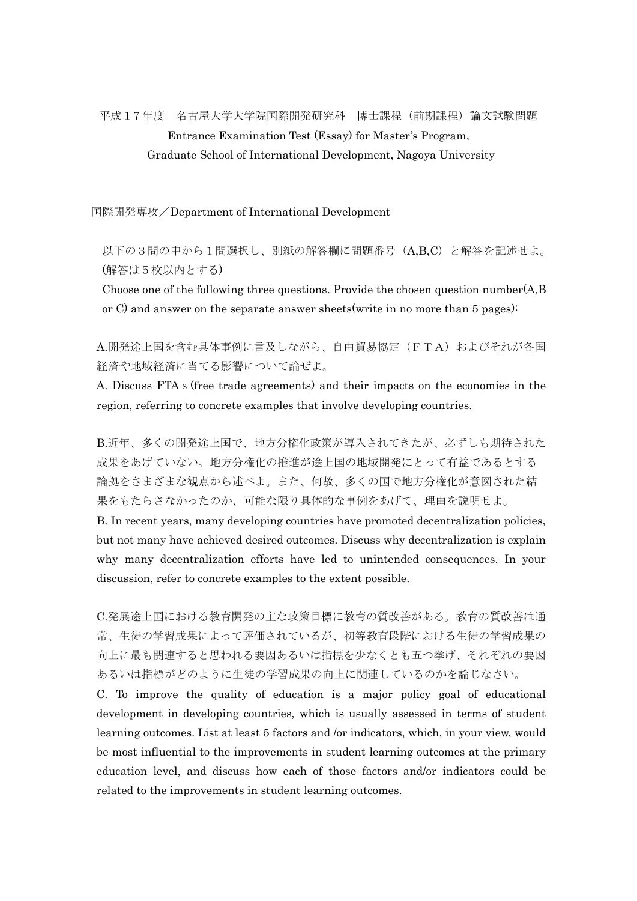平成１７年度　名古屋大学大学院国際開発研究科　博士課程（前期課程）論文試験問題
Entrance Examination Test (Essay) for Master's Program,
Graduate School of International Development, Nagoya University

国際開発専攻／Department of International Development

以下の３問の中から１問選択し、別紙の解答欄に問題番号（A,B,C）と解答を記述せよ。(解答は５枚以内とする)

Choose one of the following three questions. Provide the chosen question number(A,B or C) and answer on the separate answer sheets(write in no more than 5 pages):

A.開発途上国を含む具体事例に言及しながら、自由貿易協定（ＦＴＡ）およびそれが各国経済や地域経済に当てる影響について論ぜよ。

A. Discuss FTA s (free trade agreements) and their impacts on the economies in the region, referring to concrete examples that involve developing countries.

B.近年、多くの開発途上国で、地方分権化政策が導入されてきたが、必ずしも期待された成果をあげていない。地方分権化の推進が途上国の地域開発にとって有益であるとする論拠をさまざまな観点から述べよ。また、何故、多くの国で地方分権化が意図された結果をもたらさなかったのか、可能な限り具体的な事例をあげて、理由を説明せよ。

B. In recent years, many developing countries have promoted decentralization policies, but not many have achieved desired outcomes. Discuss why decentralization is explain why many decentralization efforts have led to unintended consequences. In your discussion, refer to concrete examples to the extent possible.

C.発展途上国における教育開発の主な政策目標に教育の質改善がある。教育の質改善は通常、生徒の学習成果によって評価されているが、初等教育段階における生徒の学習成果の向上に最も関連すると思われる要因あるいは指標を少なくとも五つ挙げ、それぞれの要因あるいは指標がどのように生徒の学習成果の向上に関連しているのかを論じなさい。

C. To improve the quality of education is a major policy goal of educational development in developing countries, which is usually assessed in terms of student learning outcomes. List at least 5 factors and /or indicators, which, in your view, would be most influential to the improvements in student learning outcomes at the primary education level, and discuss how each of those factors and/or indicators could be related to the improvements in student learning outcomes.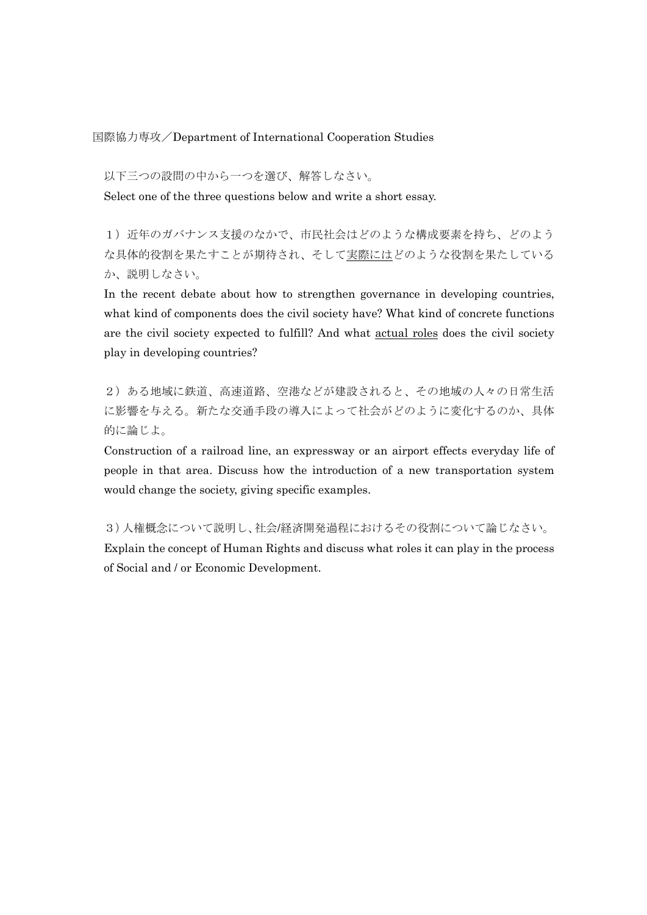国際協力専攻／Department of International Cooperation Studies

以下三つの設問の中から一つを選び、解答しなさい。

Select one of the three questions below and write a short essay.

１）近年のガバナンス支援のなかで、市民社会はどのような構成要素を持ち、どのような具体的役割を果たすことが期待され、そして<u>実際には</u>どのような役割を果たしているか、説明しなさい。

In the recent debate about how to strengthen governance in developing countries, what kind of components does the civil society have? What kind of concrete functions are the civil society expected to fulfill? And what <u>actual roles</u> does the civil society play in developing countries?

２）ある地域に鉄道、高速道路、空港などが建設されると、その地域の人々の日常生活に影響を与える。新たな交通手段の導入によって社会がどのように変化するのか、具体的に論じよ。

Construction of a railroad line, an expressway or an airport effects everyday life of people in that area. Discuss how the introduction of a new transportation system would change the society, giving specific examples.

３）人権概念について説明し、社会/経済開発過程におけるその役割について論じなさい。

Explain the concept of Human Rights and discuss what roles it can play in the process of Social and / or Economic Development.